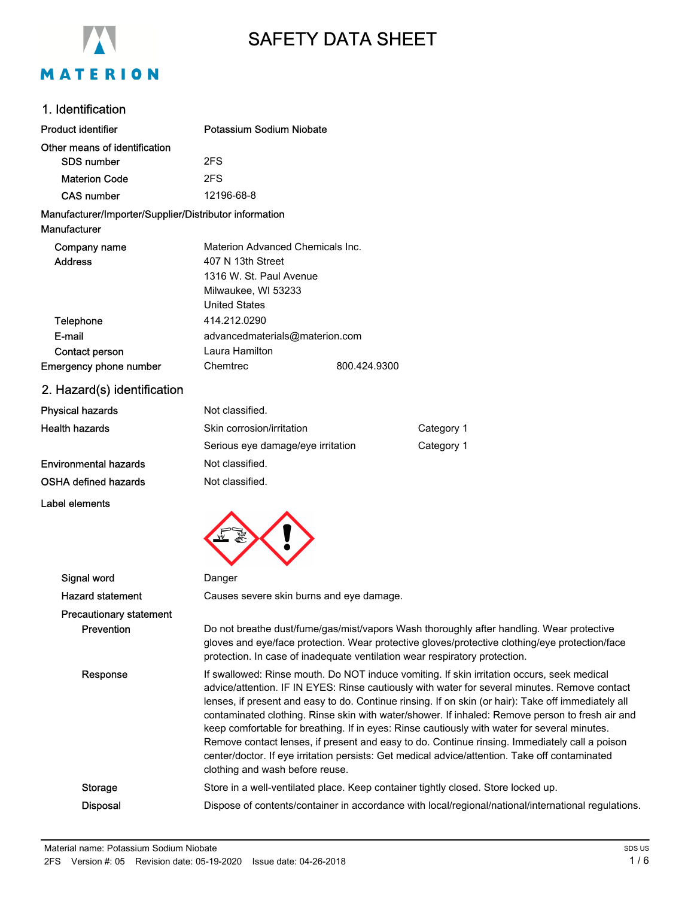# SAFETY DATA SHEET

## 1. Identification

| | |
|---|---|
| **Product identifier** | **Potassium Sodium Niobate** |
| **Other means of identification** | |
| SDS number | 2FS |
| Materion Code | 2FS |
| CAS number | 12196-68-8 |

**Manufacturer/Importer/Supplier/Distributor information**

**Manufacturer**

| | | |
|---|---|---|
| Company name | Materion Advanced Chemicals Inc. | |
| Address | 407 N 13th Street<br>1316 W. St. Paul Avenue<br>Milwaukee, WI 53233<br>United States | |
| Telephone | 414.212.0290 | |
| E-mail | advancedmaterials@materion.com | |
| Contact person | Laura Hamilton | |
| Emergency phone number | Chemtrec | 800.424.9300 |

## 2. Hazard(s) identification

| | | |
|---|---|---|
| **Physical hazards** | Not classified. | |
| **Health hazards** | Skin corrosion/irritation | Category 1 |
| | Serious eye damage/eye irritation | Category 1 |
| **Environmental hazards** | Not classified. | |
| **OSHA defined hazards** | Not classified. | |

**Label elements**

**Signal word** Danger

**Hazard statement** Causes severe skin burns and eye damage.

**Precautionary statement**

**Prevention** Do not breathe dust/fume/gas/mist/vapors Wash thoroughly after handling. Wear protective gloves and eye/face protection. Wear protective gloves/protective clothing/eye protection/face protection. In case of inadequate ventilation wear respiratory protection.

**Response** If swallowed: Rinse mouth. Do NOT induce vomiting. If skin irritation occurs, seek medical advice/attention. IF IN EYES: Rinse cautiously with water for several minutes. Remove contact lenses, if present and easy to do. Continue rinsing. If on skin (or hair): Take off immediately all contaminated clothing. Rinse skin with water/shower. If inhaled: Remove person to fresh air and keep comfortable for breathing. If in eyes: Rinse cautiously with water for several minutes. Remove contact lenses, if present and easy to do. Continue rinsing. Immediately call a poison center/doctor. If eye irritation persists: Get medical advice/attention. Take off contaminated clothing and wash before reuse.

**Storage** Store in a well-ventilated place. Keep container tightly closed. Store locked up.

**Disposal** Dispose of contents/container in accordance with local/regional/national/international regulations.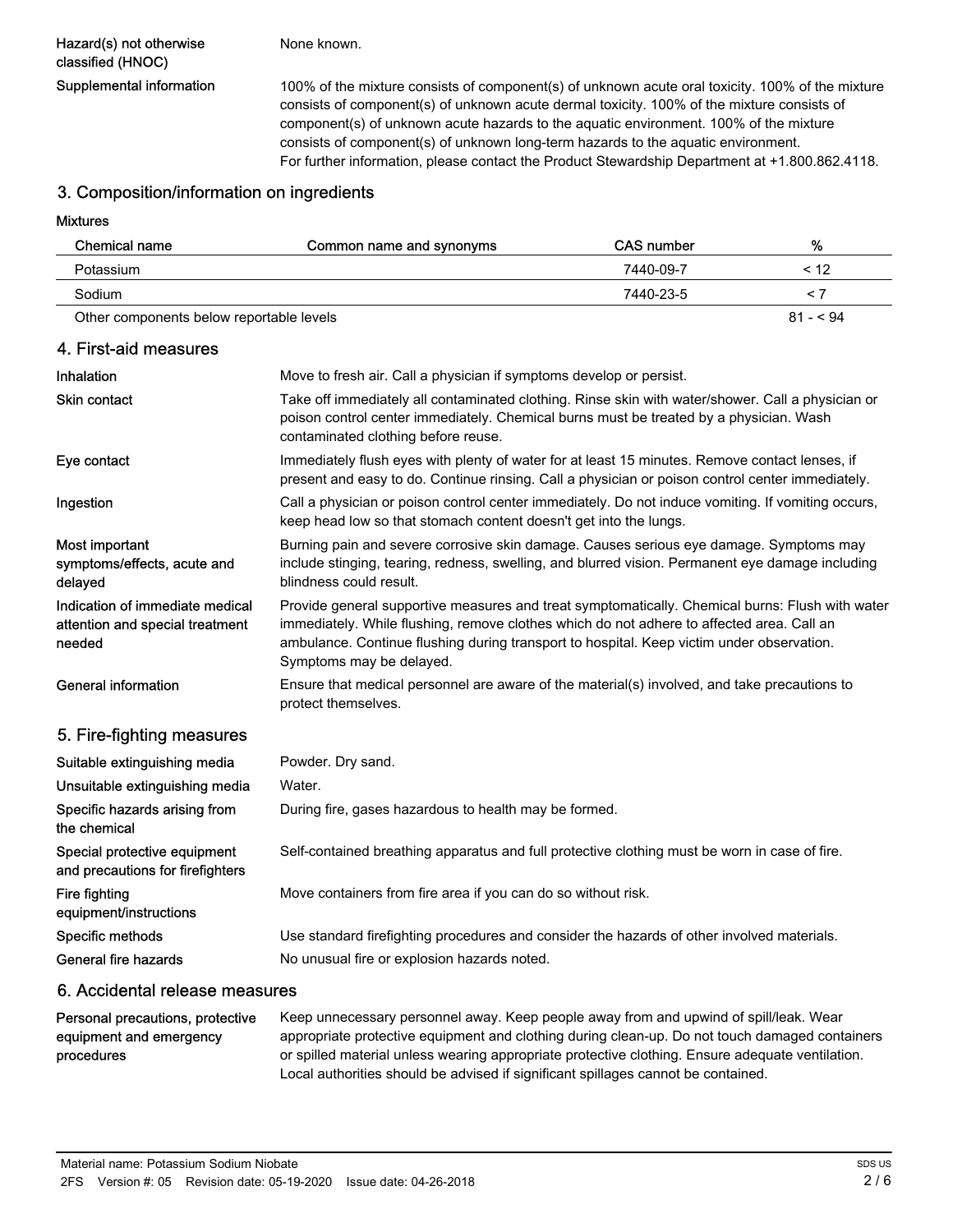| | |
|---|---|
| **Hazard(s) not otherwise classified (HNOC)** | None known. |
| **Supplemental information** | 100% of the mixture consists of component(s) of unknown acute oral toxicity. 100% of the mixture consists of component(s) of unknown acute dermal toxicity. 100% of the mixture consists of component(s) of unknown acute hazards to the aquatic environment. 100% of the mixture consists of component(s) of unknown long-term hazards to the aquatic environment. For further information, please contact the Product Stewardship Department at +1.800.862.4118. |

## 3. Composition/information on ingredients

**Mixtures**

| Chemical name | Common name and synonyms | CAS number | % |
|---|---|---|---|
| Potassium | | 7440-09-7 | < 12 |
| Sodium | | 7440-23-5 | < 7 |
| Other components below reportable levels | | | 81 - < 94 |

## 4. First-aid measures

| | |
|---|---|
| **Inhalation** | Move to fresh air. Call a physician if symptoms develop or persist. |
| **Skin contact** | Take off immediately all contaminated clothing. Rinse skin with water/shower. Call a physician or poison control center immediately. Chemical burns must be treated by a physician. Wash contaminated clothing before reuse. |
| **Eye contact** | Immediately flush eyes with plenty of water for at least 15 minutes. Remove contact lenses, if present and easy to do. Continue rinsing. Call a physician or poison control center immediately. |
| **Ingestion** | Call a physician or poison control center immediately. Do not induce vomiting. If vomiting occurs, keep head low so that stomach content doesn't get into the lungs. |
| **Most important symptoms/effects, acute and delayed** | Burning pain and severe corrosive skin damage. Causes serious eye damage. Symptoms may include stinging, tearing, redness, swelling, and blurred vision. Permanent eye damage including blindness could result. |
| **Indication of immediate medical attention and special treatment needed** | Provide general supportive measures and treat symptomatically. Chemical burns: Flush with water immediately. While flushing, remove clothes which do not adhere to affected area. Call an ambulance. Continue flushing during transport to hospital. Keep victim under observation. Symptoms may be delayed. |
| **General information** | Ensure that medical personnel are aware of the material(s) involved, and take precautions to protect themselves. |

## 5. Fire-fighting measures

| | |
|---|---|
| **Suitable extinguishing media** | Powder. Dry sand. |
| **Unsuitable extinguishing media** | Water. |
| **Specific hazards arising from the chemical** | During fire, gases hazardous to health may be formed. |
| **Special protective equipment and precautions for firefighters** | Self-contained breathing apparatus and full protective clothing must be worn in case of fire. |
| **Fire fighting equipment/instructions** | Move containers from fire area if you can do so without risk. |
| **Specific methods** | Use standard firefighting procedures and consider the hazards of other involved materials. |
| **General fire hazards** | No unusual fire or explosion hazards noted. |

## 6. Accidental release measures

| | |
|---|---|
| **Personal precautions, protective equipment and emergency procedures** | Keep unnecessary personnel away. Keep people away from and upwind of spill/leak. Wear appropriate protective equipment and clothing during clean-up. Do not touch damaged containers or spilled material unless wearing appropriate protective clothing. Ensure adequate ventilation. Local authorities should be advised if significant spillages cannot be contained. |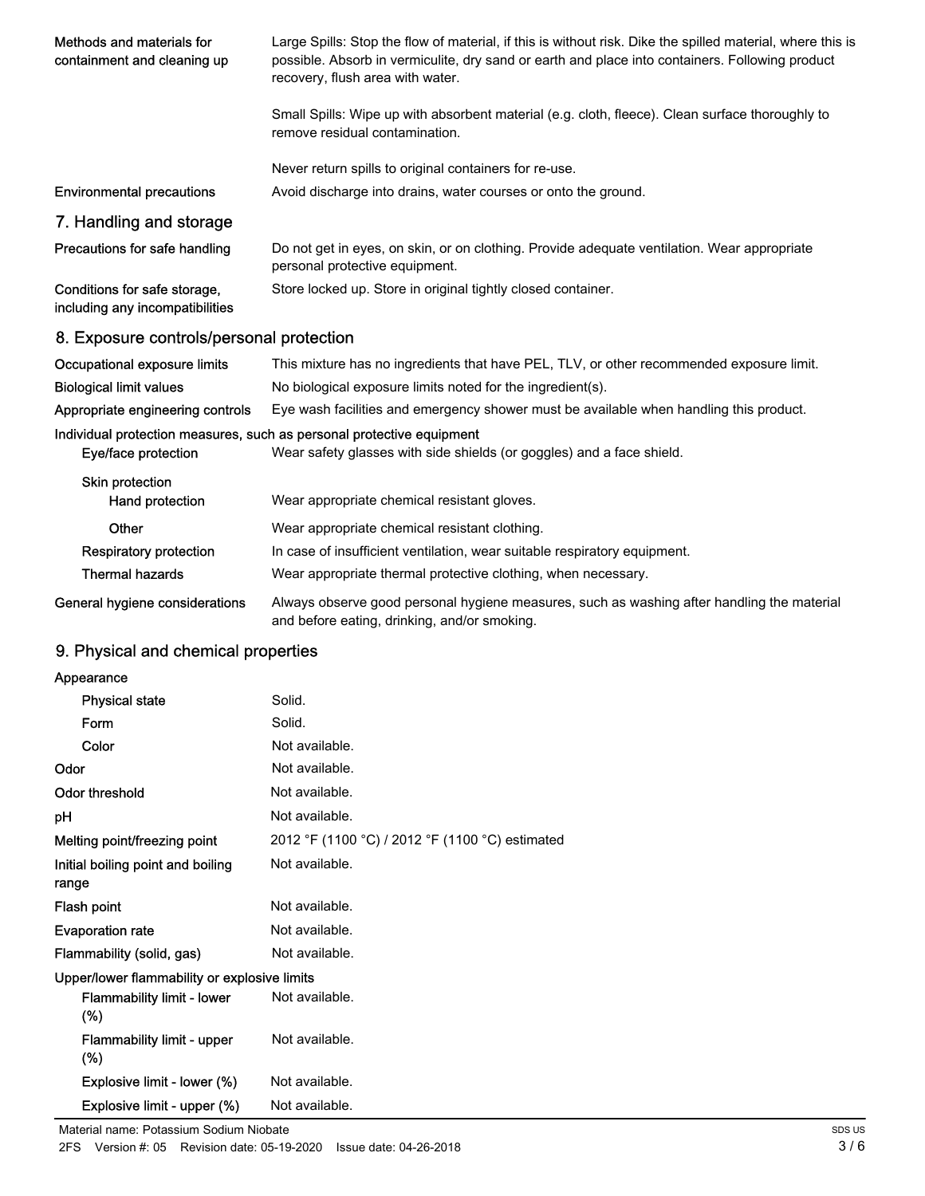| | |
|---|---|
| Methods and materials for containment and cleaning up | Large Spills: Stop the flow of material, if this is without risk. Dike the spilled material, where this is possible. Absorb in vermiculite, dry sand or earth and place into containers. Following product recovery, flush area with water.<br><br>Small Spills: Wipe up with absorbent material (e.g. cloth, fleece). Clean surface thoroughly to remove residual contamination.<br><br>Never return spills to original containers for re-use. |
| Environmental precautions | Avoid discharge into drains, water courses or onto the ground. |

## 7. Handling and storage

| | |
|---|---|
| Precautions for safe handling | Do not get in eyes, on skin, or on clothing. Provide adequate ventilation. Wear appropriate personal protective equipment. |
| Conditions for safe storage, including any incompatibilities | Store locked up. Store in original tightly closed container. |

## 8. Exposure controls/personal protection

| | |
|---|---|
| Occupational exposure limits | This mixture has no ingredients that have PEL, TLV, or other recommended exposure limit. |
| Biological limit values | No biological exposure limits noted for the ingredient(s). |
| Appropriate engineering controls | Eye wash facilities and emergency shower must be available when handling this product. |

**Individual protection measures, such as personal protective equipment**

| | |
|---|---|
| Eye/face protection | Wear safety glasses with side shields (or goggles) and a face shield. |
| Skin protection | |
| Hand protection | Wear appropriate chemical resistant gloves. |
| Other | Wear appropriate chemical resistant clothing. |
| Respiratory protection | In case of insufficient ventilation, wear suitable respiratory equipment. |
| Thermal hazards | Wear appropriate thermal protective clothing, when necessary. |
| General hygiene considerations | Always observe good personal hygiene measures, such as washing after handling the material and before eating, drinking, and/or smoking. |

## 9. Physical and chemical properties

| | |
|---|---|
| **Appearance** | |
| Physical state | Solid. |
| Form | Solid. |
| Color | Not available. |
| Odor | Not available. |
| Odor threshold | Not available. |
| pH | Not available. |
| Melting point/freezing point | 2012 °F (1100 °C) / 2012 °F (1100 °C) estimated |
| Initial boiling point and boiling range | Not available. |
| Flash point | Not available. |
| Evaporation rate | Not available. |
| Flammability (solid, gas) | Not available. |
| **Upper/lower flammability or explosive limits** | |
| Flammability limit - lower (%) | Not available. |
| Flammability limit - upper (%) | Not available. |
| Explosive limit - lower (%) | Not available. |
| Explosive limit - upper (%) | Not available. |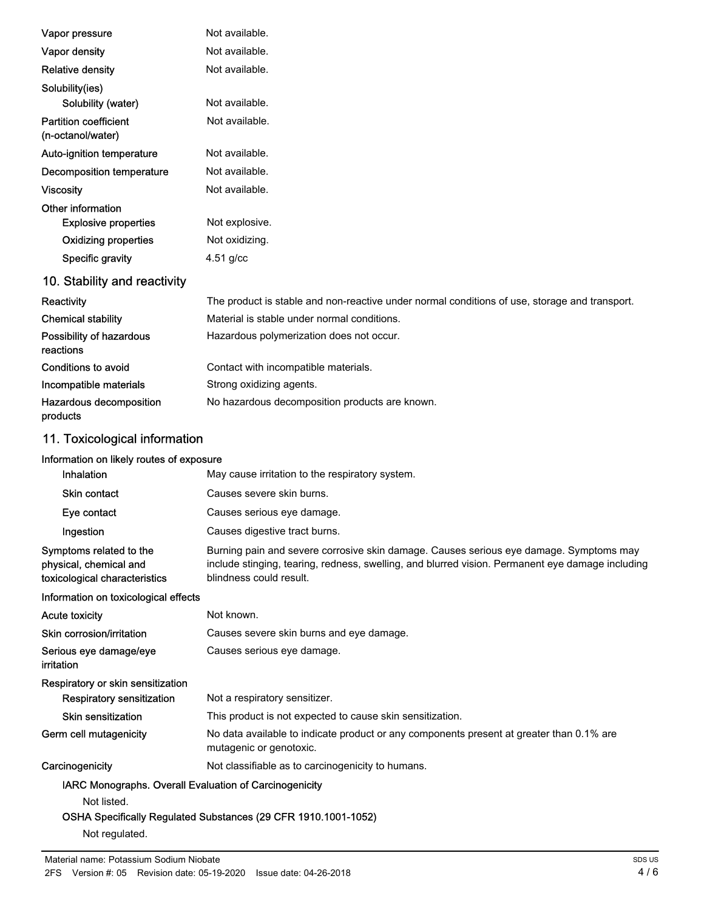| | |
|---|---|
| Vapor pressure | Not available. |
| Vapor density | Not available. |
| Relative density | Not available. |
| Solubility(ies) | |
| Solubility (water) | Not available. |
| Partition coefficient (n-octanol/water) | Not available. |
| Auto-ignition temperature | Not available. |
| Decomposition temperature | Not available. |
| Viscosity | Not available. |
| Other information | |
| Explosive properties | Not explosive. |
| Oxidizing properties | Not oxidizing. |
| Specific gravity | 4.51 g/cc |

## 10. Stability and reactivity

| | |
|---|---|
| Reactivity | The product is stable and non-reactive under normal conditions of use, storage and transport. |
| Chemical stability | Material is stable under normal conditions. |
| Possibility of hazardous reactions | Hazardous polymerization does not occur. |
| Conditions to avoid | Contact with incompatible materials. |
| Incompatible materials | Strong oxidizing agents. |
| Hazardous decomposition products | No hazardous decomposition products are known. |

## 11. Toxicological information

**Information on likely routes of exposure**

| | |
|---|---|
| Inhalation | May cause irritation to the respiratory system. |
| Skin contact | Causes severe skin burns. |
| Eye contact | Causes serious eye damage. |
| Ingestion | Causes digestive tract burns. |
| Symptoms related to the physical, chemical and toxicological characteristics | Burning pain and severe corrosive skin damage. Causes serious eye damage. Symptoms may include stinging, tearing, redness, swelling, and blurred vision. Permanent eye damage including blindness could result. |

**Information on toxicological effects**

| | |
|---|---|
| Acute toxicity | Not known. |
| Skin corrosion/irritation | Causes severe skin burns and eye damage. |
| Serious eye damage/eye irritation | Causes serious eye damage. |
| Respiratory or skin sensitization | |
| Respiratory sensitization | Not a respiratory sensitizer. |
| Skin sensitization | This product is not expected to cause skin sensitization. |
| Germ cell mutagenicity | No data available to indicate product or any components present at greater than 0.1% are mutagenic or genotoxic. |
| Carcinogenicity | Not classifiable as to carcinogenicity to humans. |

**IARC Monographs. Overall Evaluation of Carcinogenicity**

Not listed.

**OSHA Specifically Regulated Substances (29 CFR 1910.1001-1052)**

Not regulated.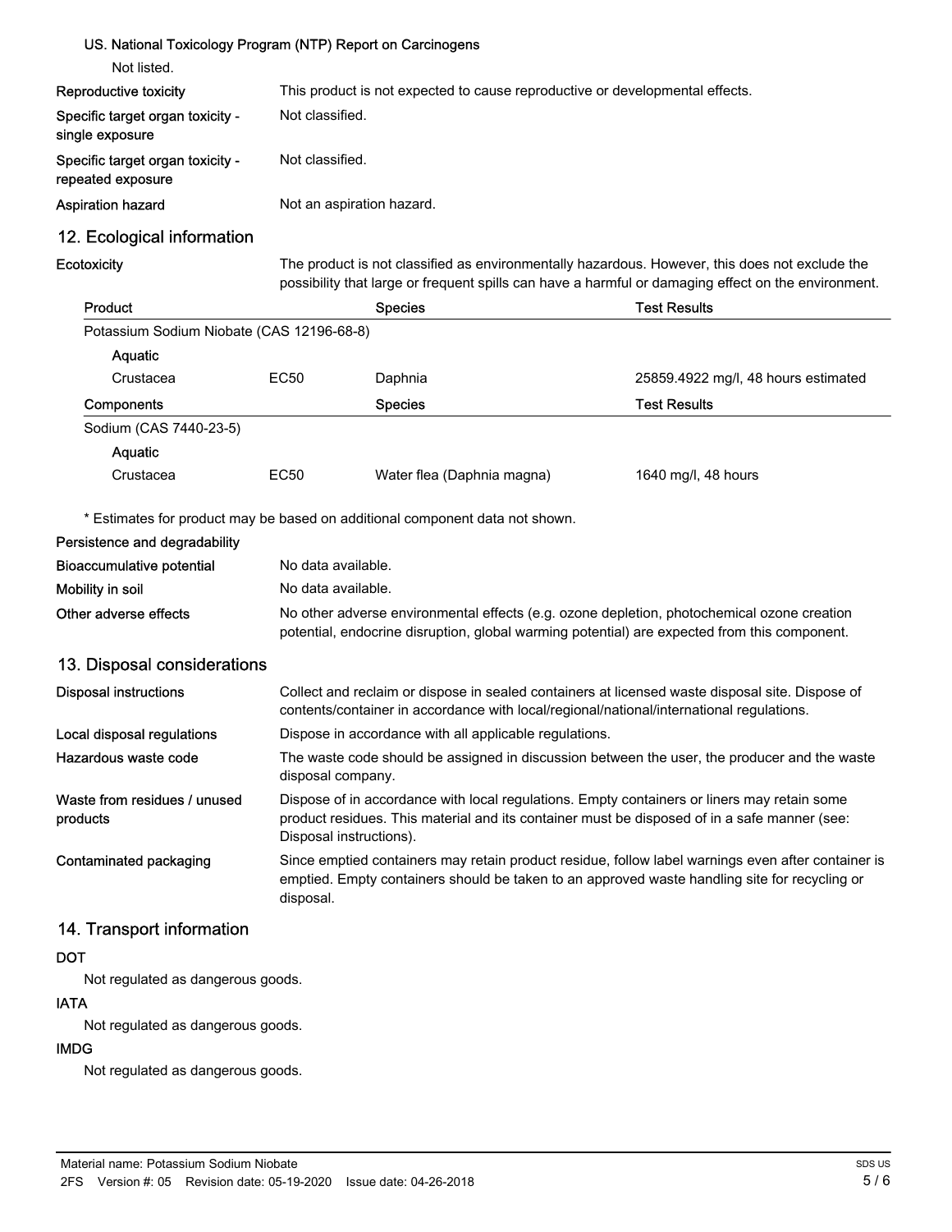**US. National Toxicology Program (NTP) Report on Carcinogens**

Not listed.

**Reproductive toxicity** This product is not expected to cause reproductive or developmental effects.

**Specific target organ toxicity - single exposure** Not classified.

**Specific target organ toxicity - repeated exposure** Not classified.

**Aspiration hazard** Not an aspiration hazard.

## 12. Ecological information

**Ecotoxicity** The product is not classified as environmentally hazardous. However, this does not exclude the possibility that large or frequent spills can have a harmful or damaging effect on the environment.

| Product | | Species | Test Results |
|---|---|---|---|
| Potassium Sodium Niobate (CAS 12196-68-8) | | | |
| Aquatic | | | |
| Crustacea | EC50 | Daphnia | 25859.4922 mg/l, 48 hours estimated |
| **Components** | | **Species** | **Test Results** |
| Sodium (CAS 7440-23-5) | | | |
| Aquatic | | | |
| Crustacea | EC50 | Water flea (Daphnia magna) | 1640 mg/l, 48 hours |

* Estimates for product may be based on additional component data not shown.

**Persistence and degradability**

**Bioaccumulative potential** No data available.

**Mobility in soil** No data available.

**Other adverse effects** No other adverse environmental effects (e.g. ozone depletion, photochemical ozone creation potential, endocrine disruption, global warming potential) are expected from this component.

## 13. Disposal considerations

**Disposal instructions** Collect and reclaim or dispose in sealed containers at licensed waste disposal site. Dispose of contents/container in accordance with local/regional/national/international regulations.

**Local disposal regulations** Dispose in accordance with all applicable regulations.

**Hazardous waste code** The waste code should be assigned in discussion between the user, the producer and the waste disposal company.

**Waste from residues / unused products** Dispose of in accordance with local regulations. Empty containers or liners may retain some product residues. This material and its container must be disposed of in a safe manner (see: Disposal instructions).

**Contaminated packaging** Since emptied containers may retain product residue, follow label warnings even after container is emptied. Empty containers should be taken to an approved waste handling site for recycling or disposal.

## 14. Transport information

**DOT**

Not regulated as dangerous goods.

**IATA**

Not regulated as dangerous goods.

**IMDG**

Not regulated as dangerous goods.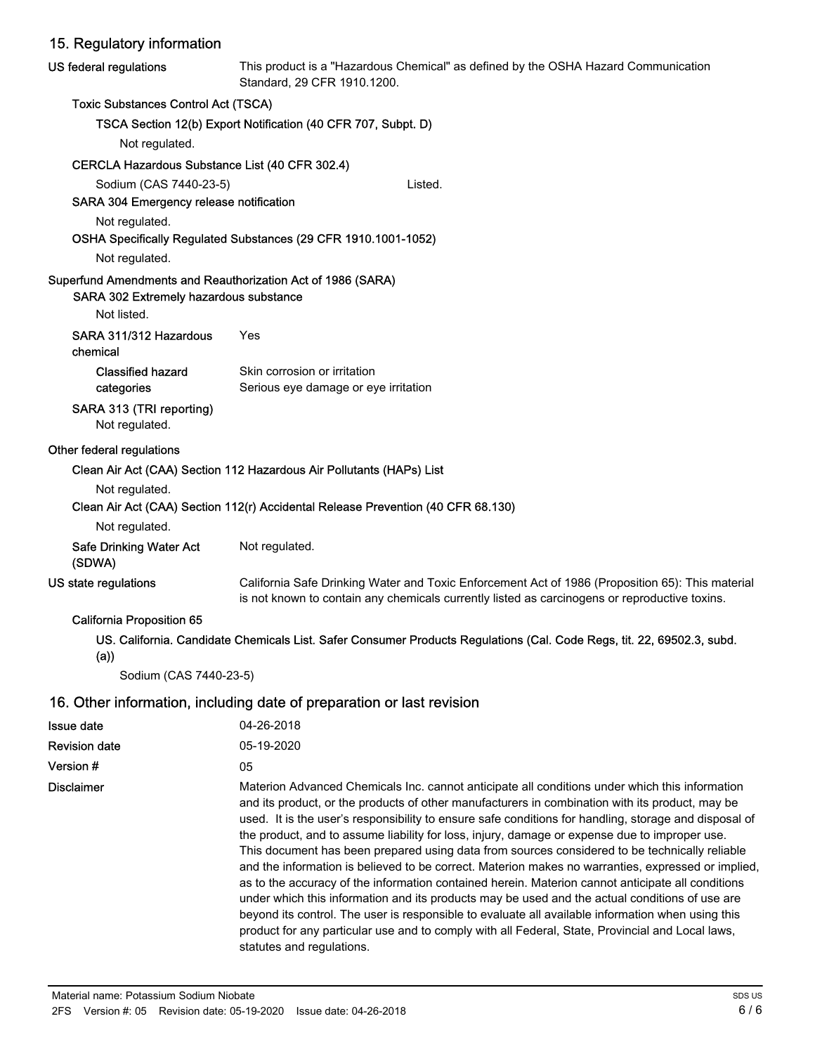## 15. Regulatory information

**US federal regulations** This product is a "Hazardous Chemical" as defined by the OSHA Hazard Communication Standard, 29 CFR 1910.1200.

**Toxic Substances Control Act (TSCA)**

**TSCA Section 12(b) Export Notification (40 CFR 707, Subpt. D)**

Not regulated.

**CERCLA Hazardous Substance List (40 CFR 302.4)**

Sodium (CAS 7440-23-5) Listed.

**SARA 304 Emergency release notification**

Not regulated.

**OSHA Specifically Regulated Substances (29 CFR 1910.1001-1052)**

Not regulated.

**Superfund Amendments and Reauthorization Act of 1986 (SARA)**

**SARA 302 Extremely hazardous substance**

Not listed.

**SARA 311/312 Hazardous chemical** Yes

**Classified hazard categories** Skin corrosion or irritation
Serious eye damage or eye irritation

**SARA 313 (TRI reporting)**

Not regulated.

**Other federal regulations**

**Clean Air Act (CAA) Section 112 Hazardous Air Pollutants (HAPs) List**

Not regulated.

**Clean Air Act (CAA) Section 112(r) Accidental Release Prevention (40 CFR 68.130)**

Not regulated.

**Safe Drinking Water Act (SDWA)** Not regulated.

**US state regulations** California Safe Drinking Water and Toxic Enforcement Act of 1986 (Proposition 65): This material is not known to contain any chemicals currently listed as carcinogens or reproductive toxins.

**California Proposition 65**

**US. California. Candidate Chemicals List. Safer Consumer Products Regulations (Cal. Code Regs, tit. 22, 69502.3, subd. (a))**

Sodium (CAS 7440-23-5)

## 16. Other information, including date of preparation or last revision

**Issue date** 04-26-2018

**Revision date** 05-19-2020

**Version #** 05

**Disclaimer** Materion Advanced Chemicals Inc. cannot anticipate all conditions under which this information and its product, or the products of other manufacturers in combination with its product, may be used. It is the user's responsibility to ensure safe conditions for handling, storage and disposal of the product, and to assume liability for loss, injury, damage or expense due to improper use. This document has been prepared using data from sources considered to be technically reliable and the information is believed to be correct. Materion makes no warranties, expressed or implied, as to the accuracy of the information contained herein. Materion cannot anticipate all conditions under which this information and its products may be used and the actual conditions of use are beyond its control. The user is responsible to evaluate all available information when using this product for any particular use and to comply with all Federal, State, Provincial and Local laws, statutes and regulations.